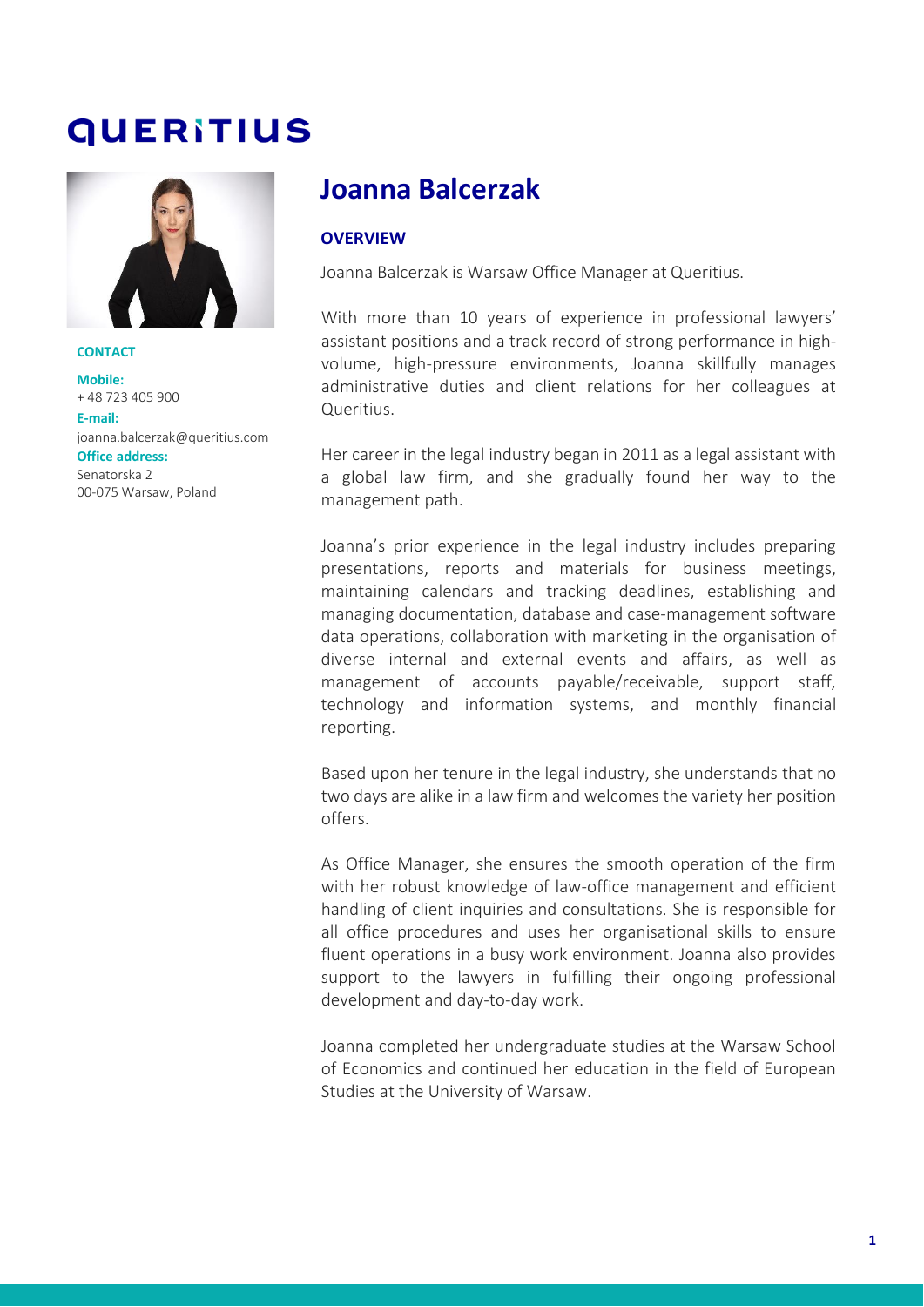# QUERITIUS

## Joanna Balcerzak

**CONTACT**

**Mobile:**
+ 48 723 405 900

**E-mail:**
joanna.balcerzak@queritius.com

**Office address:**
Senatorska 2
00-075 Warsaw, Poland

### OVERVIEW

Joanna Balcerzak is Warsaw Office Manager at Queritius.

With more than 10 years of experience in professional lawyers' assistant positions and a track record of strong performance in high-volume, high-pressure environments, Joanna skillfully manages administrative duties and client relations for her colleagues at Queritius.

Her career in the legal industry began in 2011 as a legal assistant with a global law firm, and she gradually found her way to the management path.

Joanna's prior experience in the legal industry includes preparing presentations, reports and materials for business meetings, maintaining calendars and tracking deadlines, establishing and managing documentation, database and case-management software data operations, collaboration with marketing in the organisation of diverse internal and external events and affairs, as well as management of accounts payable/receivable, support staff, technology and information systems, and monthly financial reporting.

Based upon her tenure in the legal industry, she understands that no two days are alike in a law firm and welcomes the variety her position offers.

As Office Manager, she ensures the smooth operation of the firm with her robust knowledge of law-office management and efficient handling of client inquiries and consultations. She is responsible for all office procedures and uses her organisational skills to ensure fluent operations in a busy work environment. Joanna also provides support to the lawyers in fulfilling their ongoing professional development and day-to-day work.

Joanna completed her undergraduate studies at the Warsaw School of Economics and continued her education in the field of European Studies at the University of Warsaw.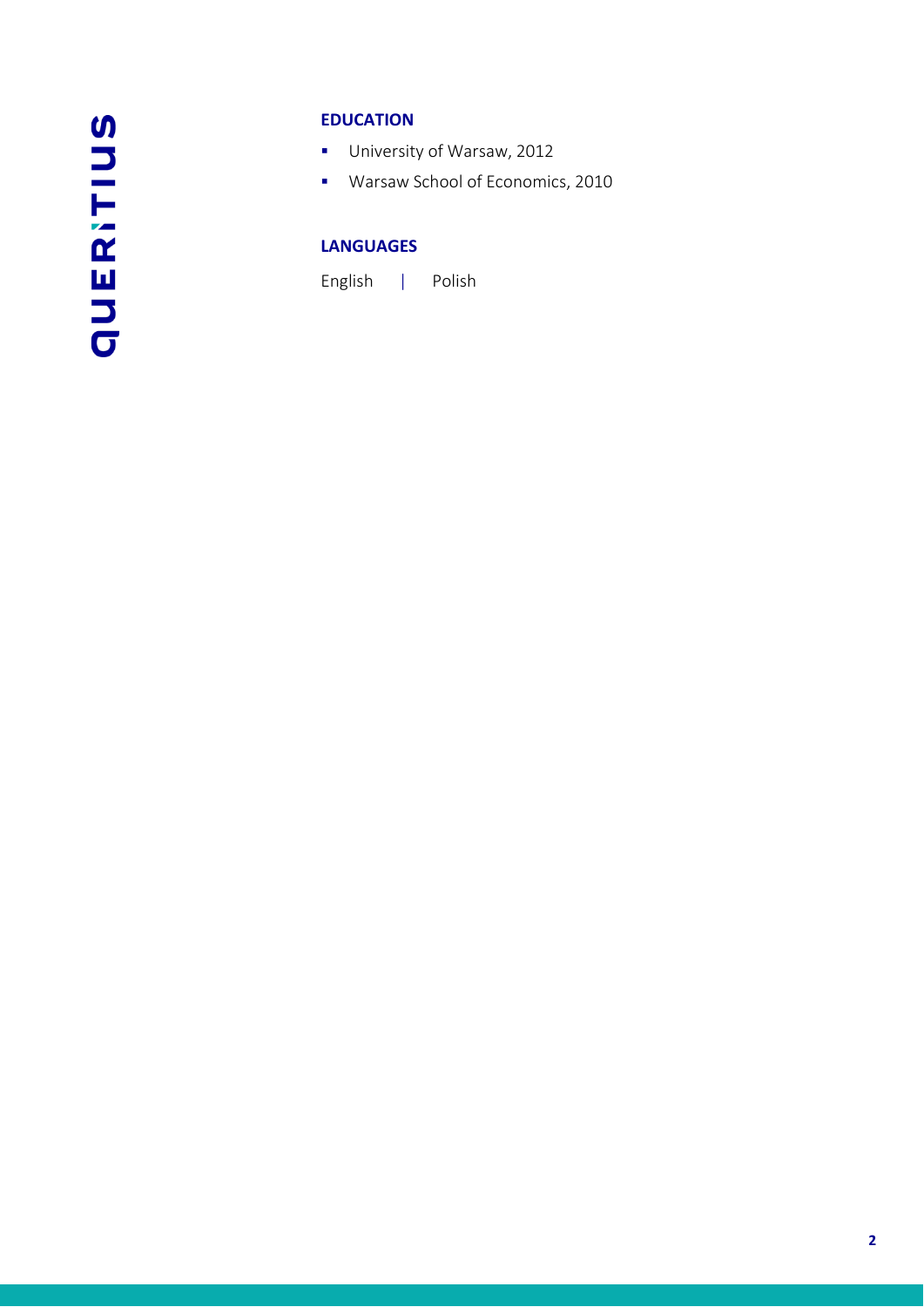## EDUCATION

- University of Warsaw, 2012
- Warsaw School of Economics, 2010

## LANGUAGES

English | Polish